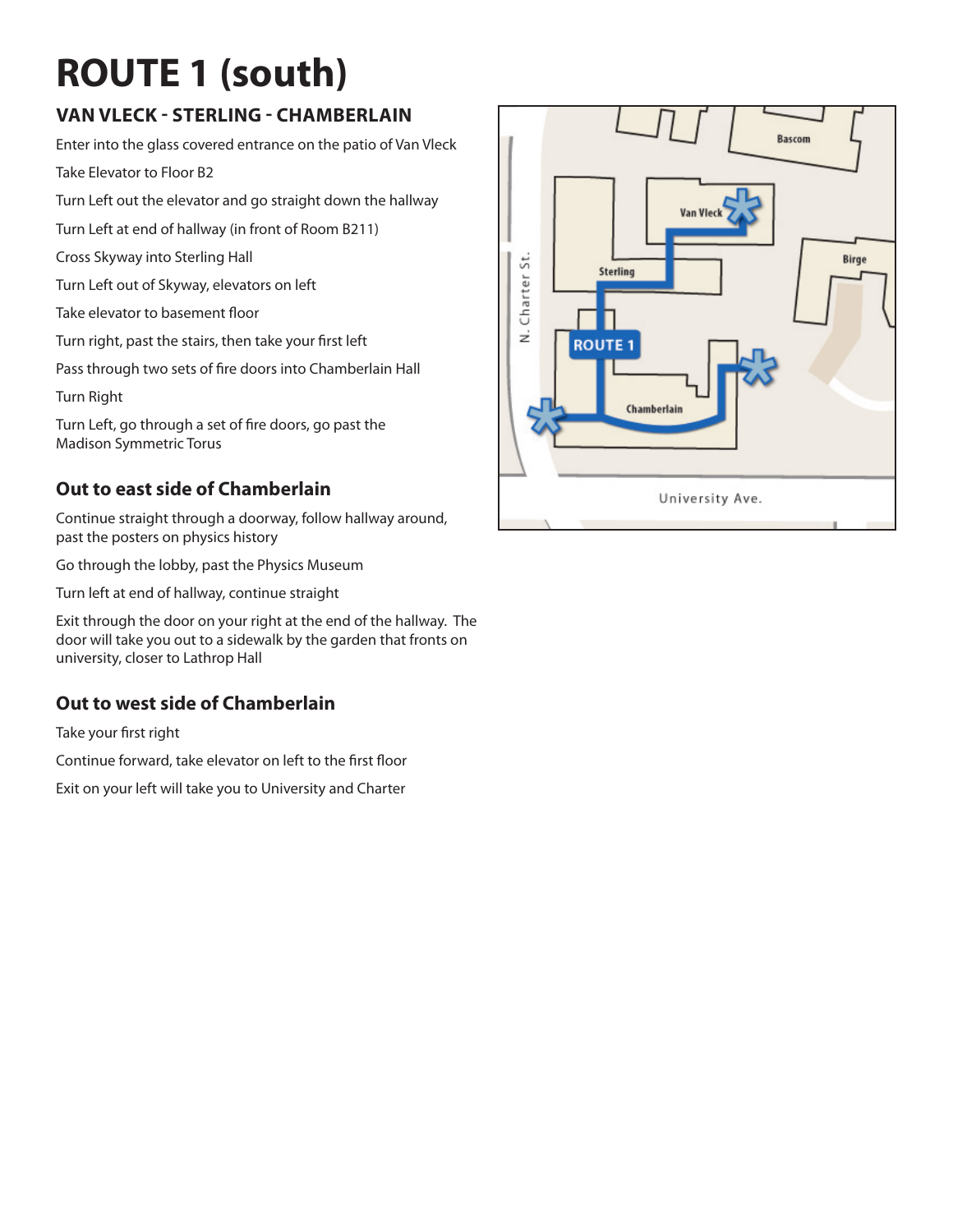# ROUTE 1 (south)

## VAN VLECK - STERLING - CHAMBERLAIN

Enter into the glass covered entrance on the patio of Van Vleck

Take Elevator to Floor B2

Turn Left out the elevator and go straight down the hallway

Turn Left at end of hallway (in front of Room B211)

Cross Skyway into Sterling Hall

Turn Left out of Skyway, elevators on left

Take elevator to basement floor

Turn right, past the stairs, then take your first left

Pass through two sets of fire doors into Chamberlain Hall

Turn Right

Turn Left, go through a set of fire doors, go past the Madison Symmetric Torus

### Out to east side of Chamberlain

Continue straight through a doorway, follow hallway around, past the posters on physics history

Go through the lobby, past the Physics Museum

Turn left at end of hallway, continue straight

Exit through the door on your right at the end of the hallway. The door will take you out to a sidewalk by the garden that fronts on university, closer to Lathrop Hall

### Out to west side of Chamberlain

Take your first right

Continue forward, take elevator on left to the first floor

Exit on your left will take you to University and Charter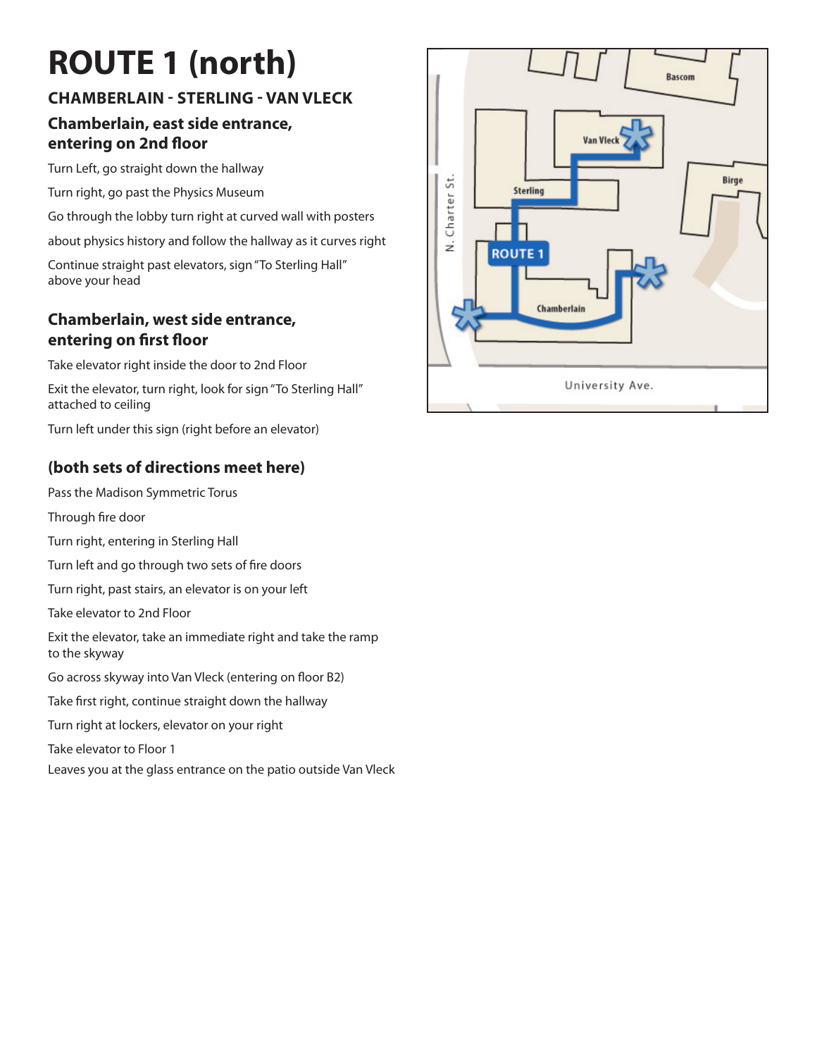# ROUTE 1 (north)

## CHAMBERLAIN - STERLING - VAN VLECK

### Chamberlain, east side entrance, entering on 2nd floor

Turn Left, go straight down the hallway

Turn right, go past the Physics Museum

Go through the lobby turn right at curved wall with posters

about physics history and follow the hallway as it curves right

Continue straight past elevators, sign "To Sterling Hall" above your head

### Chamberlain, west side entrance, entering on first floor

Take elevator right inside the door to 2nd Floor

Exit the elevator, turn right, look for sign "To Sterling Hall" attached to ceiling

Turn left under this sign (right before an elevator)

### (both sets of directions meet here)

Pass the Madison Symmetric Torus

Through fire door

Turn right, entering in Sterling Hall

Turn left and go through two sets of fire doors

Turn right, past stairs, an elevator is on your left

Take elevator to 2nd Floor

Exit the elevator, take an immediate right and take the ramp to the skyway

Go across skyway into Van Vleck (entering on floor B2)

Take first right, continue straight down the hallway

Turn right at lockers, elevator on your right

Take elevator to Floor 1

Leaves you at the glass entrance on the patio outside Van Vleck

Bascom

Van Vleck

Birge

Sterling

N. Charter St.

ROUTE 1

Chamberlain

University Ave.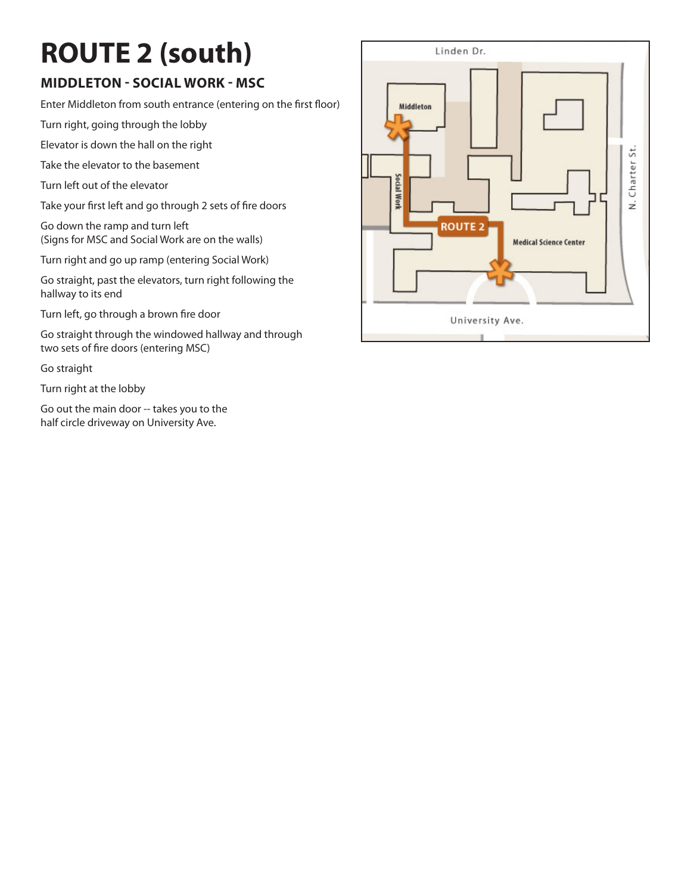# ROUTE 2 (south)

### MIDDLETON - SOCIAL WORK - MSC

Enter Middleton from south entrance (entering on the first floor)

Turn right, going through the lobby

Elevator is down the hall on the right

Take the elevator to the basement

Turn left out of the elevator

Take your first left and go through 2 sets of fire doors

Go down the ramp and turn left
(Signs for MSC and Social Work are on the walls)

Turn right and go up ramp (entering Social Work)

Go straight, past the elevators, turn right following the hallway to its end

Turn left, go through a brown fire door

Go straight through the windowed hallway and through two sets of fire doors (entering MSC)

Go straight

Turn right at the lobby

Go out the main door -- takes you to the half circle driveway on University Ave.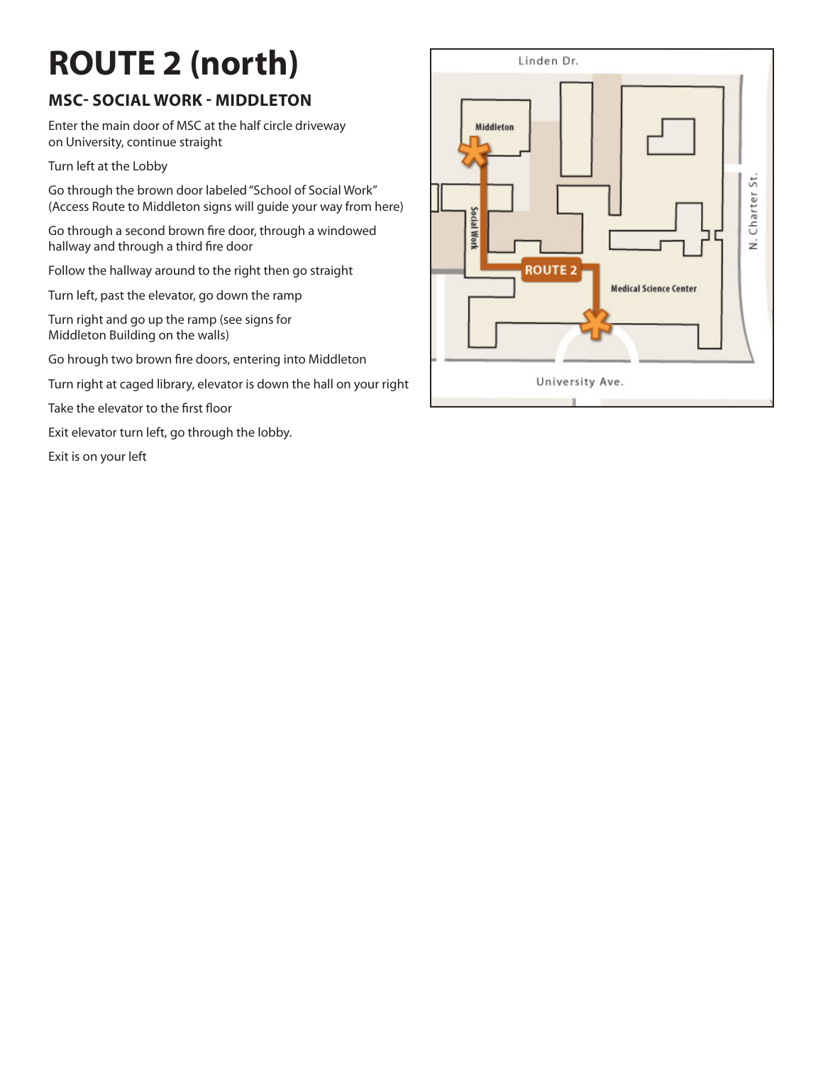# ROUTE 2 (north)

## MSC- SOCIAL WORK - MIDDLETON

Enter the main door of MSC at the half circle driveway on University, continue straight

Turn left at the Lobby

Go through the brown door labeled "School of Social Work" (Access Route to Middleton signs will guide your way from here)

Go through a second brown fire door, through a windowed hallway and through a third fire door

Follow the hallway around to the right then go straight

Turn left, past the elevator, go down the ramp

Turn right and go up the ramp (see signs for Middleton Building on the walls)

Go hrough two brown fire doors, entering into Middleton

Turn right at caged library, elevator is down the hall on your right

Take the elevator to the first floor

Exit elevator turn left, go through the lobby.

Exit is on your left

Linden Dr.

Middleton

Social Work

ROUTE 2

Medical Science Center

N. Charter St.

University Ave.